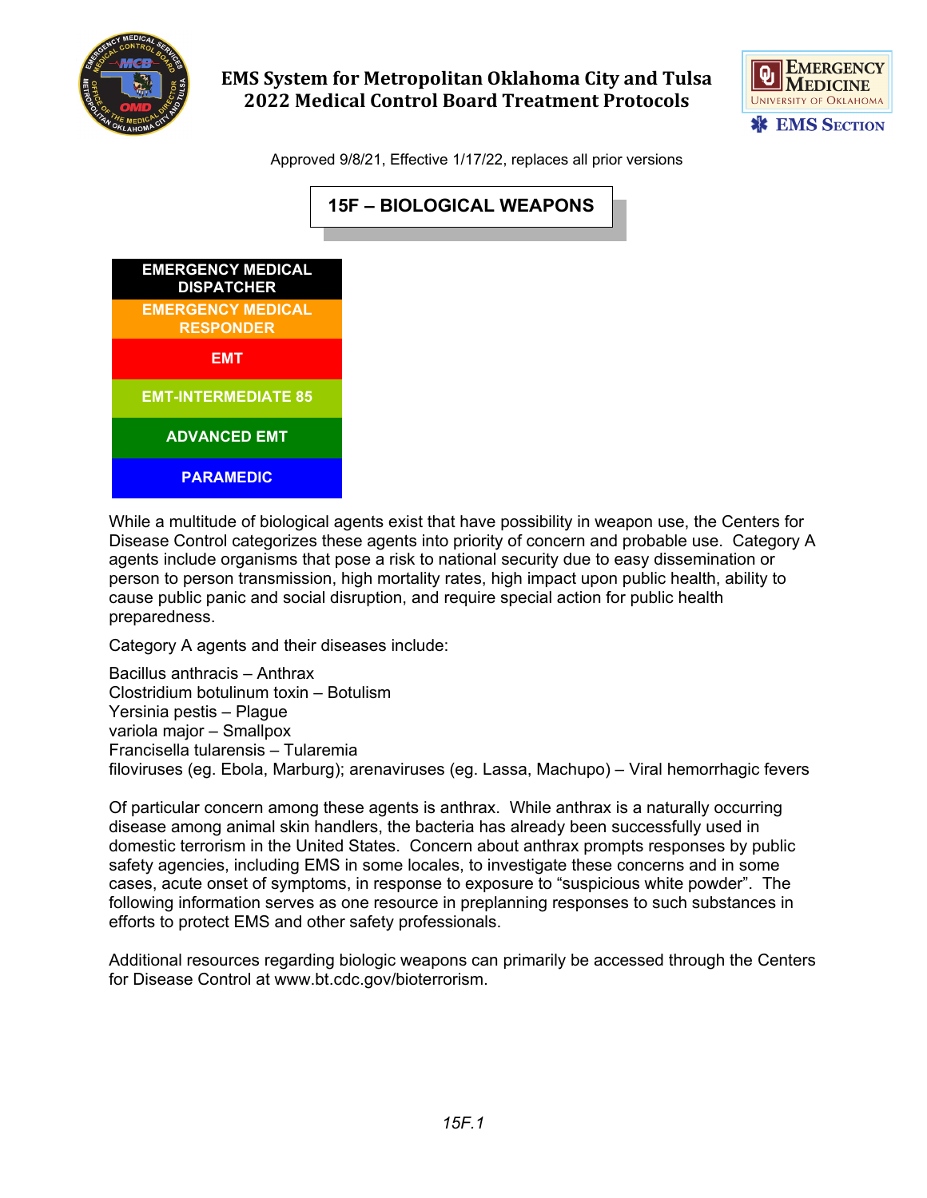# EMS System for Metropolitan Oklahoma City and Tulsa
# 2022 Medical Control Board Treatment Protocols

Approved 9/8/21, Effective 1/17/22, replaces all prior versions

## 15F – BIOLOGICAL WEAPONS

| EMERGENCY MEDICAL DISPATCHER |
|---|
| EMERGENCY MEDICAL RESPONDER |
| EMT |
| EMT-INTERMEDIATE 85 |
| ADVANCED EMT |
| PARAMEDIC |

While a multitude of biological agents exist that have possibility in weapon use, the Centers for Disease Control categorizes these agents into priority of concern and probable use. Category A agents include organisms that pose a risk to national security due to easy dissemination or person to person transmission, high mortality rates, high impact upon public health, ability to cause public panic and social disruption, and require special action for public health preparedness.

Category A agents and their diseases include:

Bacillus anthracis – Anthrax
Clostridium botulinum toxin – Botulism
Yersinia pestis – Plague
variola major – Smallpox
Francisella tularensis – Tularemia
filoviruses (eg. Ebola, Marburg); arenaviruses (eg. Lassa, Machupo) – Viral hemorrhagic fevers

Of particular concern among these agents is anthrax. While anthrax is a naturally occurring disease among animal skin handlers, the bacteria has already been successfully used in domestic terrorism in the United States. Concern about anthrax prompts responses by public safety agencies, including EMS in some locales, to investigate these concerns and in some cases, acute onset of symptoms, in response to exposure to "suspicious white powder". The following information serves as one resource in preplanning responses to such substances in efforts to protect EMS and other safety professionals.

Additional resources regarding biologic weapons can primarily be accessed through the Centers for Disease Control at www.bt.cdc.gov/bioterrorism.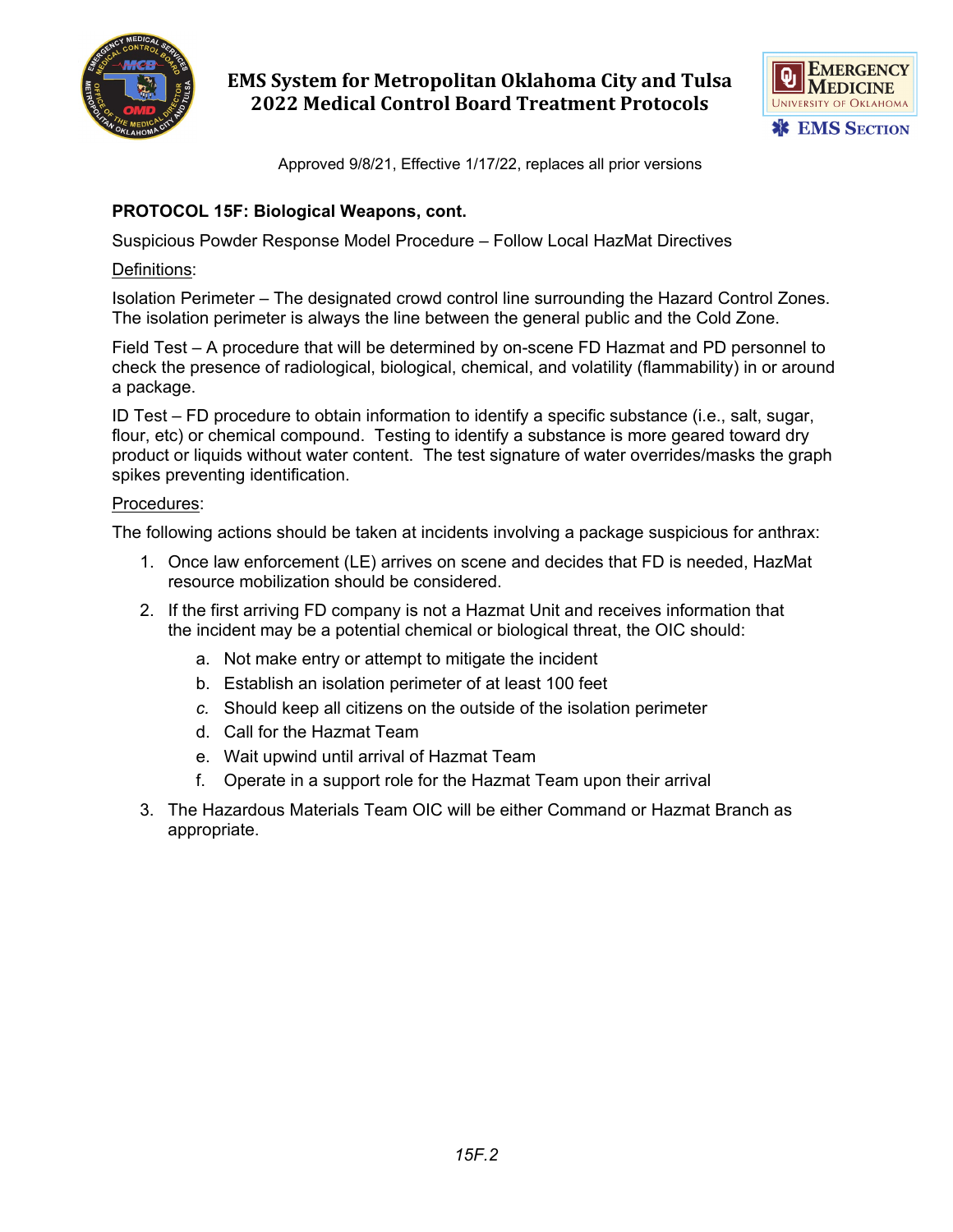**PROTOCOL 15F: Biological Weapons, cont.**

Suspicious Powder Response Model Procedure – Follow Local HazMat Directives

Definitions:

Isolation Perimeter – The designated crowd control line surrounding the Hazard Control Zones. The isolation perimeter is always the line between the general public and the Cold Zone.

Field Test – A procedure that will be determined by on-scene FD Hazmat and PD personnel to check the presence of radiological, biological, chemical, and volatility (flammability) in or around a package.

ID Test – FD procedure to obtain information to identify a specific substance (i.e., salt, sugar, flour, etc) or chemical compound. Testing to identify a substance is more geared toward dry product or liquids without water content. The test signature of water overrides/masks the graph spikes preventing identification.

Procedures:

The following actions should be taken at incidents involving a package suspicious for anthrax:

1. Once law enforcement (LE) arrives on scene and decides that FD is needed, HazMat resource mobilization should be considered.
2. If the first arriving FD company is not a Hazmat Unit and receives information that the incident may be a potential chemical or biological threat, the OIC should:
   a. Not make entry or attempt to mitigate the incident
   b. Establish an isolation perimeter of at least 100 feet
   c. Should keep all citizens on the outside of the isolation perimeter
   d. Call for the Hazmat Team
   e. Wait upwind until arrival of Hazmat Team
   f. Operate in a support role for the Hazmat Team upon their arrival
3. The Hazardous Materials Team OIC will be either Command or Hazmat Branch as appropriate.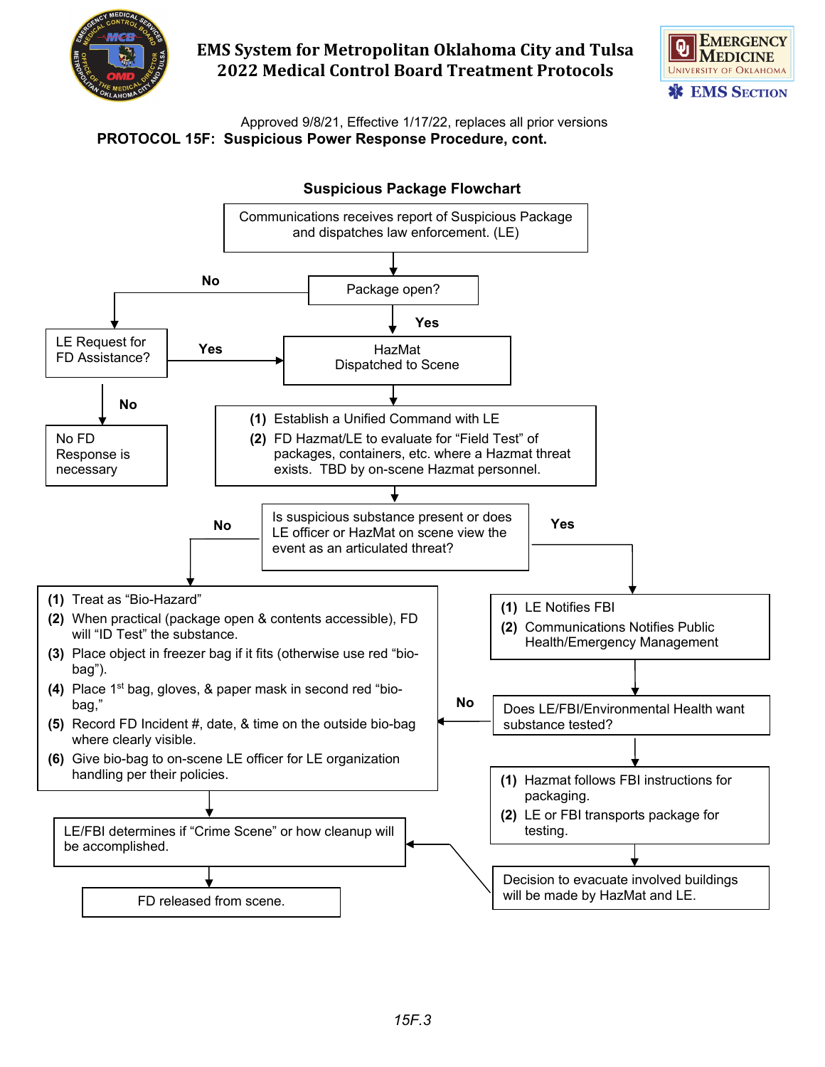EMS System for Metropolitan Oklahoma City and Tulsa
2022 Medical Control Board Treatment Protocols

Approved 9/8/21, Effective 1/17/22, replaces all prior versions

**PROTOCOL 15F: Suspicious Power Response Procedure, cont.**

### Suspicious Package Flowchart

Communications receives report of Suspicious Package and dispatches law enforcement. (LE)

Package open?

No

Yes

LE Request for FD Assistance?

Yes

HazMat Dispatched to Scene

No

No FD Response is necessary

**(1)** Establish a Unified Command with LE

**(2)** FD Hazmat/LE to evaluate for "Field Test" of packages, containers, etc. where a Hazmat threat exists. TBD by on-scene Hazmat personnel.

Is suspicious substance present or does LE officer or HazMat on scene view the event as an articulated threat?

No

Yes

**(1)** Treat as "Bio-Hazard"

**(2)** When practical (package open & contents accessible), FD will "ID Test" the substance.

**(3)** Place object in freezer bag if it fits (otherwise use red "bio-bag").

**(4)** Place 1st bag, gloves, & paper mask in second red "bio-bag,"

**(5)** Record FD Incident #, date, & time on the outside bio-bag where clearly visible.

**(6)** Give bio-bag to on-scene LE officer for LE organization handling per their policies.

**(1)** LE Notifies FBI

**(2)** Communications Notifies Public Health/Emergency Management

Does LE/FBI/Environmental Health want substance tested?

No

**(1)** Hazmat follows FBI instructions for packaging.

**(2)** LE or FBI transports package for testing.

Decision to evacuate involved buildings will be made by HazMat and LE.

LE/FBI determines if "Crime Scene" or how cleanup will be accomplished.

FD released from scene.